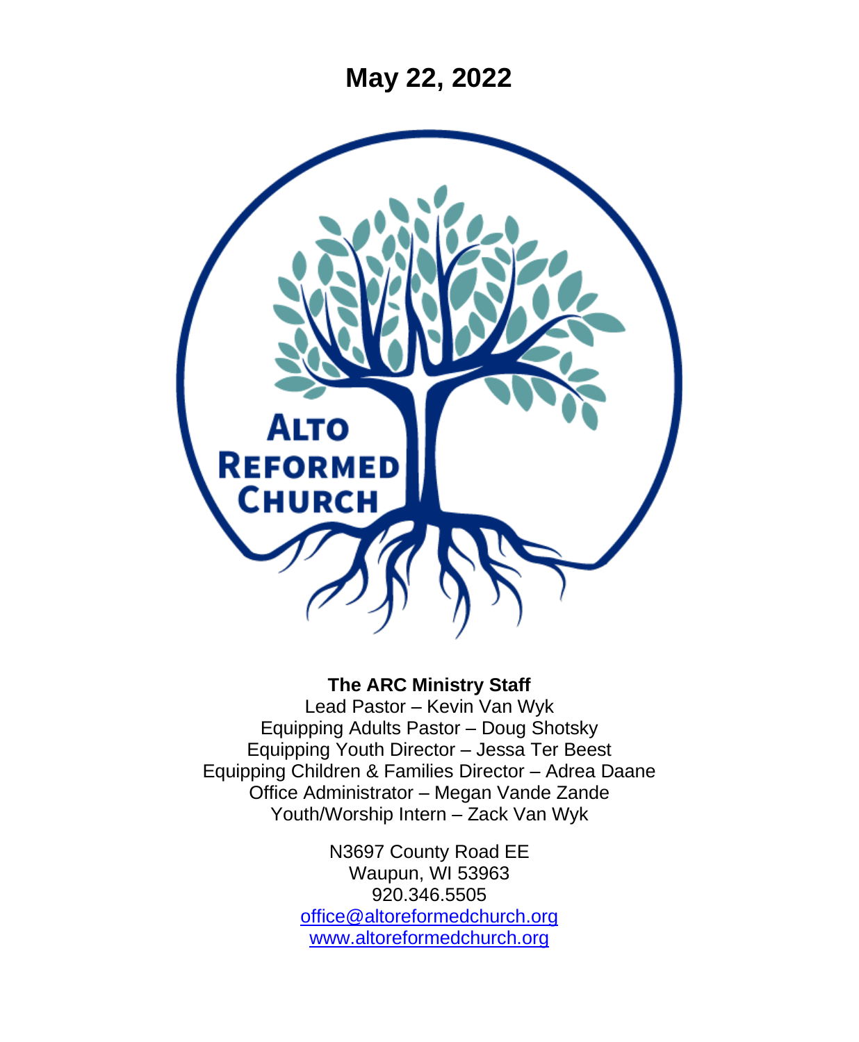# May 22, 2022

ALTO REFORMED CHURCH

**The ARC Ministry Staff**

Lead Pastor – Kevin Van Wyk
Equipping Adults Pastor – Doug Shotsky
Equipping Youth Director – Jessa Ter Beest
Equipping Children & Families Director – Adrea Daane
Office Administrator – Megan Vande Zande
Youth/Worship Intern – Zack Van Wyk

N3697 County Road EE
Waupun, WI 53963
920.346.5505
office@altoreformedchurch.org
www.altoreformedchurch.org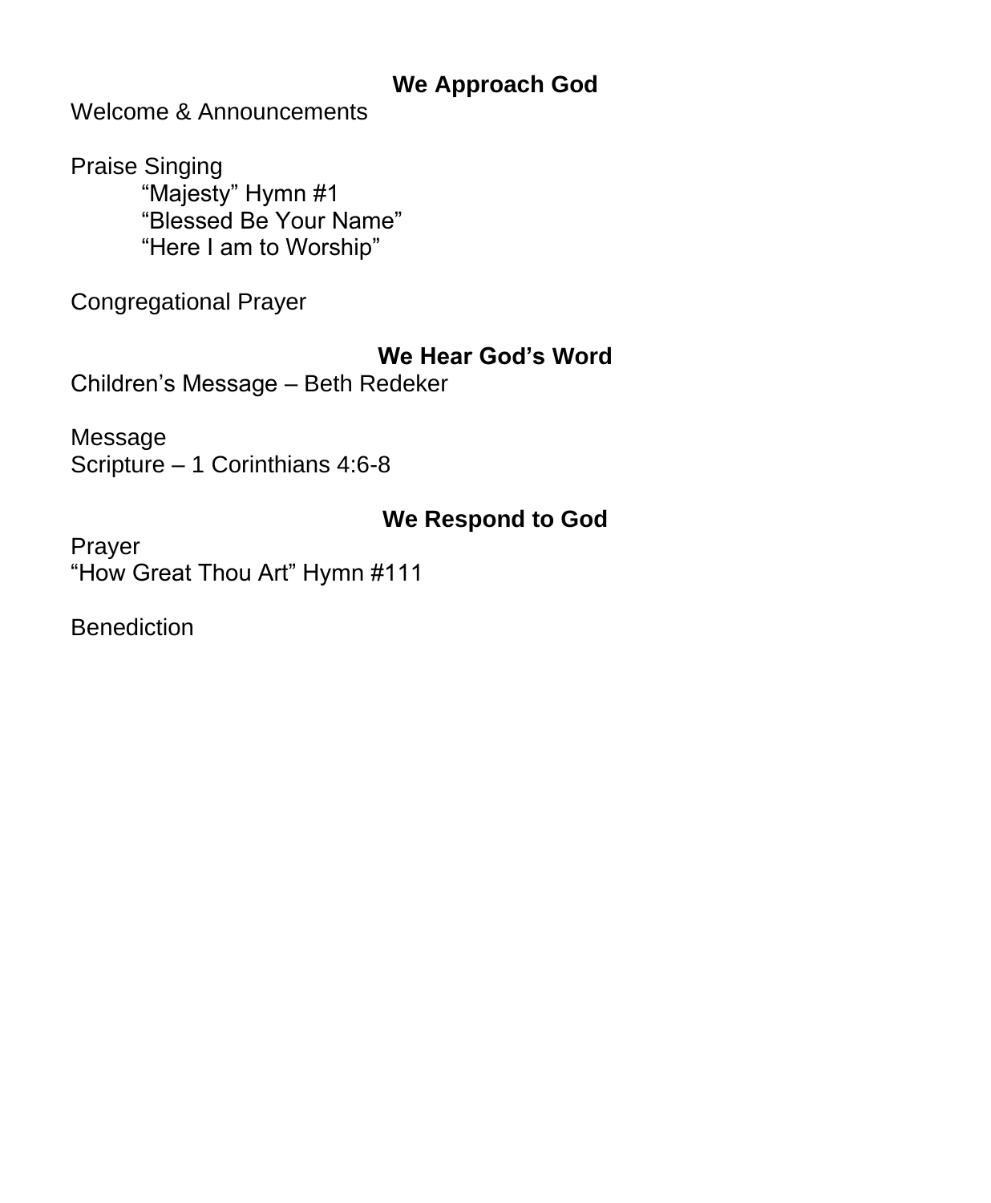## We Approach God

Welcome & Announcements

Praise Singing

“Majesty” Hymn #1
“Blessed Be Your Name”
“Here I am to Worship”

Congregational Prayer

## We Hear God’s Word

Children’s Message – Beth Redeker

Message
Scripture – 1 Corinthians 4:6-8

## We Respond to God

Prayer
“How Great Thou Art” Hymn #111

Benediction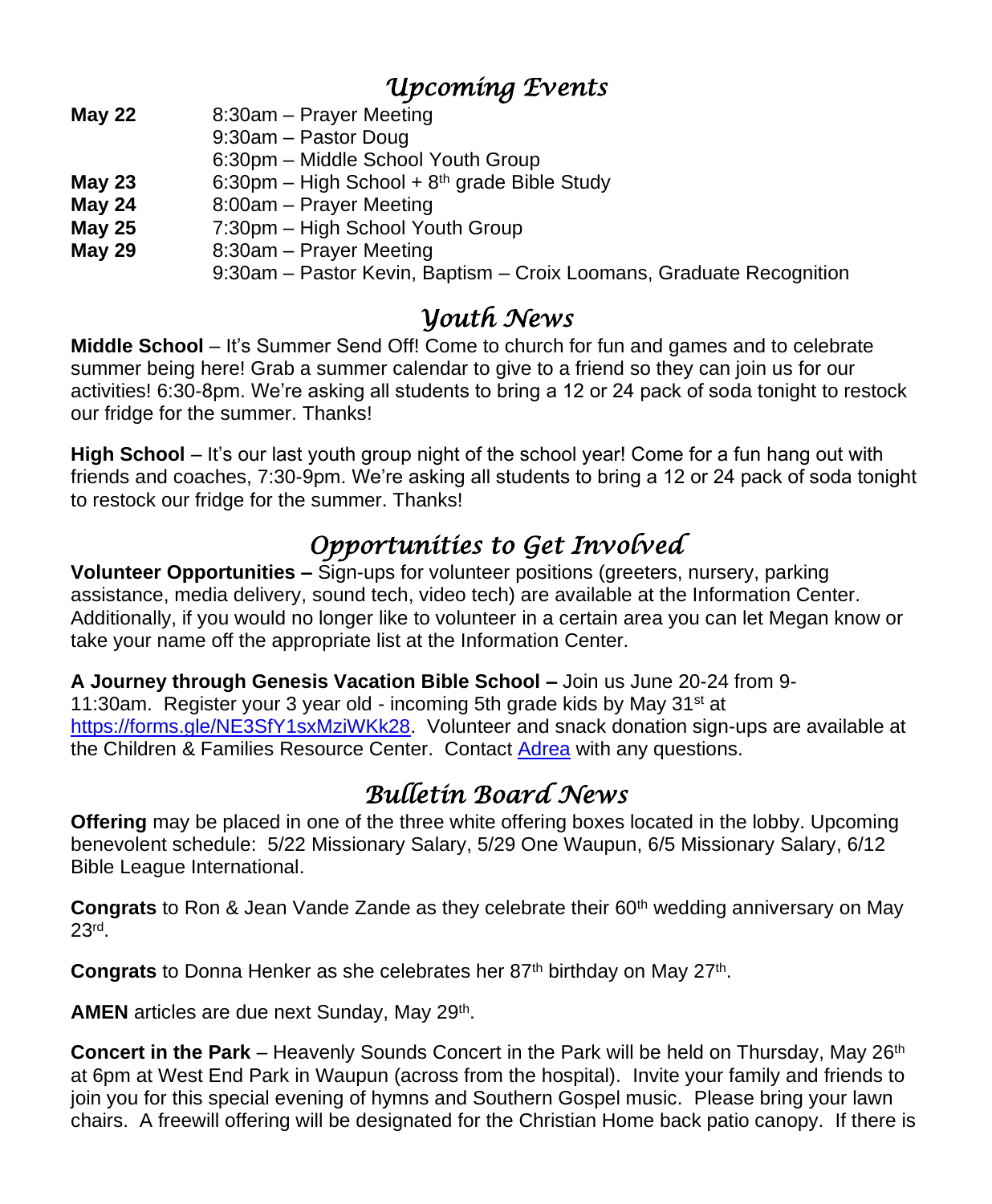## *Upcoming Events*

| | |
|---|---|
| **May 22** | 8:30am – Prayer Meeting |
| | 9:30am – Pastor Doug |
| | 6:30pm – Middle School Youth Group |
| **May 23** | 6:30pm – High School + 8th grade Bible Study |
| **May 24** | 8:00am – Prayer Meeting |
| **May 25** | 7:30pm – High School Youth Group |
| **May 29** | 8:30am – Prayer Meeting |
| | 9:30am – Pastor Kevin, Baptism – Croix Loomans, Graduate Recognition |

## *Youth News*

**Middle School** – It's Summer Send Off! Come to church for fun and games and to celebrate summer being here! Grab a summer calendar to give to a friend so they can join us for our activities! 6:30-8pm. We're asking all students to bring a 12 or 24 pack of soda tonight to restock our fridge for the summer. Thanks!

**High School** – It's our last youth group night of the school year! Come for a fun hang out with friends and coaches, 7:30-9pm. We're asking all students to bring a 12 or 24 pack of soda tonight to restock our fridge for the summer. Thanks!

## *Opportunities to Get Involved*

**Volunteer Opportunities –** Sign-ups for volunteer positions (greeters, nursery, parking assistance, media delivery, sound tech, video tech) are available at the Information Center. Additionally, if you would no longer like to volunteer in a certain area you can let Megan know or take your name off the appropriate list at the Information Center.

**A Journey through Genesis Vacation Bible School –** Join us June 20-24 from 9-11:30am. Register your 3 year old - incoming 5th grade kids by May 31st at https://forms.gle/NE3SfY1sxMziWKk28. Volunteer and snack donation sign-ups are available at the Children & Families Resource Center. Contact Adrea with any questions.

## *Bulletin Board News*

**Offering** may be placed in one of the three white offering boxes located in the lobby. Upcoming benevolent schedule: 5/22 Missionary Salary, 5/29 One Waupun, 6/5 Missionary Salary, 6/12 Bible League International.

**Congrats** to Ron & Jean Vande Zande as they celebrate their 60th wedding anniversary on May 23rd.

**Congrats** to Donna Henker as she celebrates her 87th birthday on May 27th.

**AMEN** articles are due next Sunday, May 29th.

**Concert in the Park** – Heavenly Sounds Concert in the Park will be held on Thursday, May 26th at 6pm at West End Park in Waupun (across from the hospital). Invite your family and friends to join you for this special evening of hymns and Southern Gospel music. Please bring your lawn chairs. A freewill offering will be designated for the Christian Home back patio canopy. If there is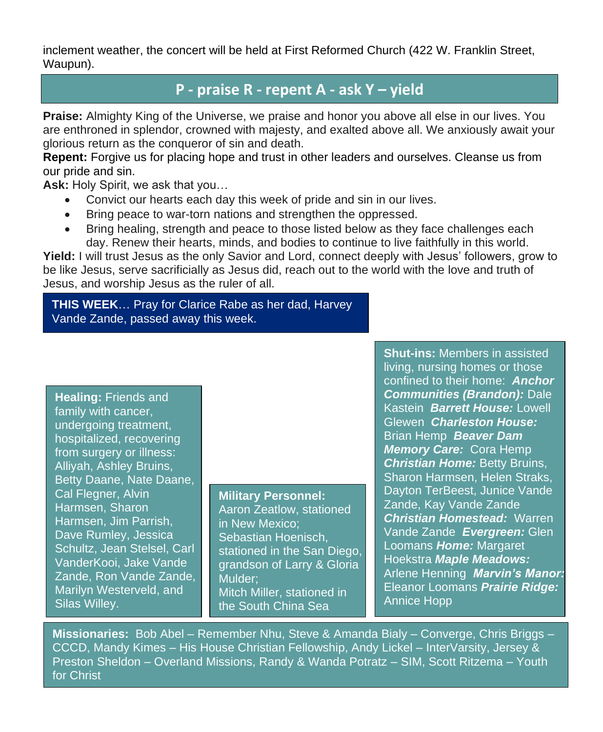inclement weather, the concert will be held at First Reformed Church (422 W. Franklin Street, Waupun).

## P - praise R - repent A - ask Y – yield

**Praise:** Almighty King of the Universe, we praise and honor you above all else in our lives. You are enthroned in splendor, crowned with majesty, and exalted above all. We anxiously await your glorious return as the conqueror of sin and death.
**Repent:** Forgive us for placing hope and trust in other leaders and ourselves. Cleanse us from our pride and sin.
**Ask:** Holy Spirit, we ask that you…

- Convict our hearts each day this week of pride and sin in our lives.
- Bring peace to war-torn nations and strengthen the oppressed.
- Bring healing, strength and peace to those listed below as they face challenges each day. Renew their hearts, minds, and bodies to continue to live faithfully in this world.

**Yield:** I will trust Jesus as the only Savior and Lord, connect deeply with Jesus' followers, grow to be like Jesus, serve sacrificially as Jesus did, reach out to the world with the love and truth of Jesus, and worship Jesus as the ruler of all.

**THIS WEEK**… Pray for Clarice Rabe as her dad, Harvey Vande Zande, passed away this week.

**Healing:** Friends and family with cancer, undergoing treatment, hospitalized, recovering from surgery or illness: Alliyah, Ashley Bruins, Betty Daane, Nate Daane, Cal Flegner, Alvin Harmsen, Sharon Harmsen, Jim Parrish, Dave Rumley, Jessica Schultz, Jean Stelsel, Carl VanderKooi, Jake Vande Zande, Ron Vande Zande, Marilyn Westerveld, and Silas Willey.

**Military Personnel:** Aaron Zeatlow, stationed in New Mexico; Sebastian Hoenisch, stationed in the San Diego, grandson of Larry & Gloria Mulder; Mitch Miller, stationed in the South China Sea

**Shut-ins:** Members in assisted living, nursing homes or those confined to their home: ***Anchor Communities (Brandon):*** Dale Kastein ***Barrett House:*** Lowell Glewen ***Charleston House:*** Brian Hemp ***Beaver Dam Memory Care:*** Cora Hemp ***Christian Home:*** Betty Bruins, Sharon Harmsen, Helen Straks, Dayton TerBeest, Junice Vande Zande, Kay Vande Zande ***Christian Homestead:*** Warren Vande Zande ***Evergreen:*** Glen Loomans ***Home:*** Margaret Hoekstra ***Maple Meadows:*** Arlene Henning ***Marvin's Manor:*** Eleanor Loomans ***Prairie Ridge:*** Annice Hopp

**Missionaries:** Bob Abel – Remember Nhu, Steve & Amanda Bialy – Converge, Chris Briggs – CCCD, Mandy Kimes – His House Christian Fellowship, Andy Lickel – InterVarsity, Jersey & Preston Sheldon – Overland Missions, Randy & Wanda Potratz – SIM, Scott Ritzema – Youth for Christ